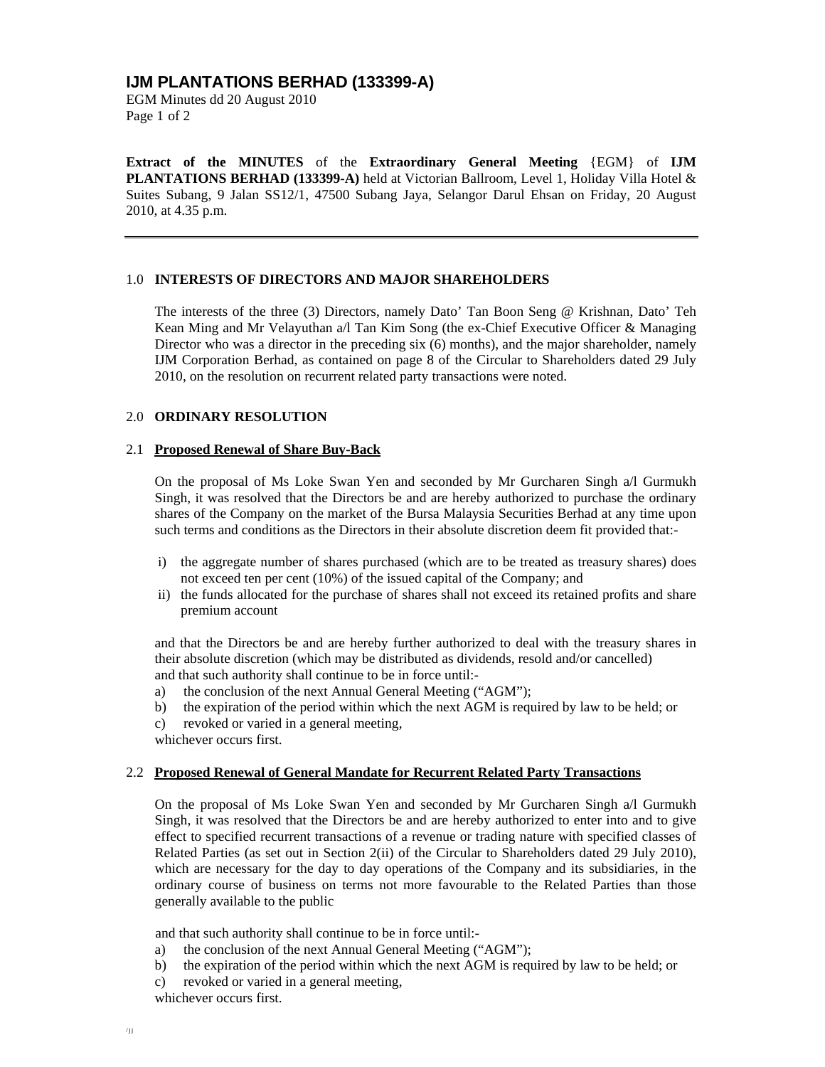# IJM PLANTATIONS BERHAD (133399-A)

EGM Minutes dd 20 August 2010

**Extract of the MINUTES** of the **Extraordinary General Meeting** {EGM} of **IJM PLANTATIONS BERHAD (133399-A)** held at Victorian Ballroom, Level 1, Holiday Villa Hotel & Suites Subang, 9 Jalan SS12/1, 47500 Subang Jaya, Selangor Darul Ehsan on Friday, 20 August 2010, at 4.35 p.m.

---

## 1.0 INTERESTS OF DIRECTORS AND MAJOR SHAREHOLDERS

The interests of the three (3) Directors, namely Dato' Tan Boon Seng @ Krishnan, Dato' Teh Kean Ming and Mr Velayuthan a/l Tan Kim Song (the ex-Chief Executive Officer & Managing Director who was a director in the preceding six (6) months), and the major shareholder, namely IJM Corporation Berhad, as contained on page 8 of the Circular to Shareholders dated 29 July 2010, on the resolution on recurrent related party transactions were noted.

## 2.0 ORDINARY RESOLUTION

### 2.1 Proposed Renewal of Share Buy-Back

On the proposal of Ms Loke Swan Yen and seconded by Mr Gurcharen Singh a/l Gurmukh Singh, it was resolved that the Directors be and are hereby authorized to purchase the ordinary shares of the Company on the market of the Bursa Malaysia Securities Berhad at any time upon such terms and conditions as the Directors in their absolute discretion deem fit provided that:-

i) the aggregate number of shares purchased (which are to be treated as treasury shares) does not exceed ten per cent (10%) of the issued capital of the Company; and
ii) the funds allocated for the purchase of shares shall not exceed its retained profits and share premium account

and that the Directors be and are hereby further authorized to deal with the treasury shares in their absolute discretion (which may be distributed as dividends, resold and/or cancelled) and that such authority shall continue to be in force until:-

a) the conclusion of the next Annual General Meeting ("AGM");
b) the expiration of the period within which the next AGM is required by law to be held; or
c) revoked or varied in a general meeting,

whichever occurs first.

### 2.2 Proposed Renewal of General Mandate for Recurrent Related Party Transactions

On the proposal of Ms Loke Swan Yen and seconded by Mr Gurcharen Singh a/l Gurmukh Singh, it was resolved that the Directors be and are hereby authorized to enter into and to give effect to specified recurrent transactions of a revenue or trading nature with specified classes of Related Parties (as set out in Section 2(ii) of the Circular to Shareholders dated 29 July 2010), which are necessary for the day to day operations of the Company and its subsidiaries, in the ordinary course of business on terms not more favourable to the Related Parties than those generally available to the public

and that such authority shall continue to be in force until:-

a) the conclusion of the next Annual General Meeting ("AGM");
b) the expiration of the period within which the next AGM is required by law to be held; or
c) revoked or varied in a general meeting,

whichever occurs first.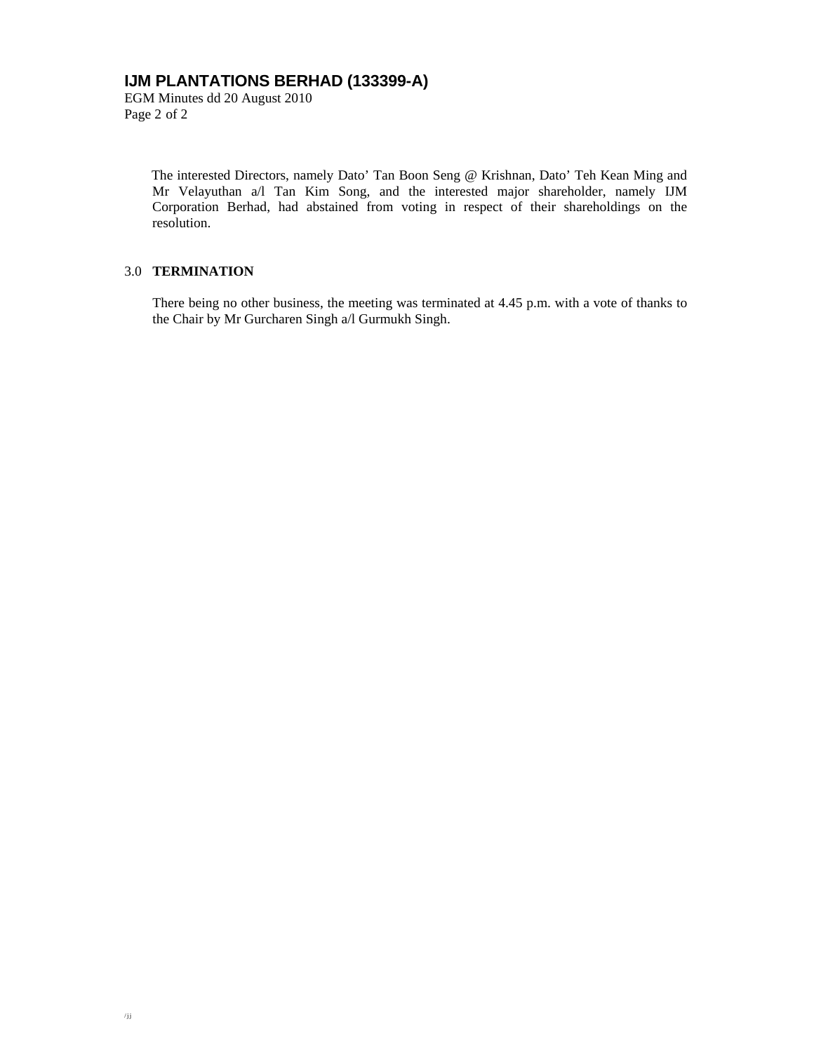The interested Directors, namely Dato' Tan Boon Seng @ Krishnan, Dato' Teh Kean Ming and Mr Velayuthan a/l Tan Kim Song, and the interested major shareholder, namely IJM Corporation Berhad, had abstained from voting in respect of their shareholdings on the resolution.

## 3.0 TERMINATION

There being no other business, the meeting was terminated at 4.45 p.m. with a vote of thanks to the Chair by Mr Gurcharen Singh a/l Gurmukh Singh.

/jj